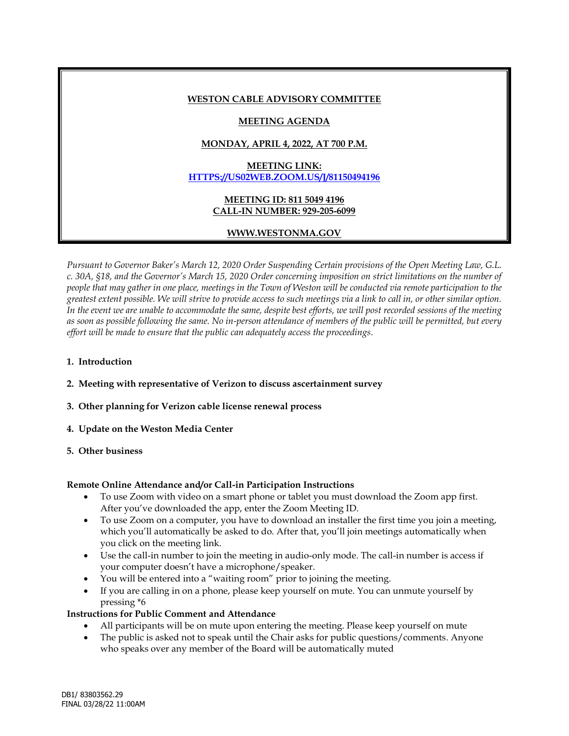# WESTON CABLE ADVISORY COMMITTEE

## MEETING AGENDA

**MONDAY, APRIL 4, 2022, AT 700 P.M.**

**MEETING LINK:**
**[HTTPS://US02WEB.ZOOM.US/J/81150494196](HTTPS://US02WEB.ZOOM.US/J/81150494196)**

**MEETING ID: 811 5049 4196**
**CALL-IN NUMBER: 929-205-6099**

**WWW.WESTONMA.GOV**

*Pursuant to Governor Baker's March 12, 2020 Order Suspending Certain provisions of the Open Meeting Law, G.L. c. 30A, §18, and the Governor's March 15, 2020 Order concerning imposition on strict limitations on the number of people that may gather in one place, meetings in the Town of Weston will be conducted via remote participation to the greatest extent possible. We will strive to provide access to such meetings via a link to call in, or other similar option. In the event we are unable to accommodate the same, despite best efforts, we will post recorded sessions of the meeting as soon as possible following the same. No in-person attendance of members of the public will be permitted, but every effort will be made to ensure that the public can adequately access the proceedings.*

1. **Introduction**
2. **Meeting with representative of Verizon to discuss ascertainment survey**
3. **Other planning for Verizon cable license renewal process**
4. **Update on the Weston Media Center**
5. **Other business**

**Remote Online Attendance and/or Call-in Participation Instructions**

- To use Zoom with video on a smart phone or tablet you must download the Zoom app first. After you've downloaded the app, enter the Zoom Meeting ID.
- To use Zoom on a computer, you have to download an installer the first time you join a meeting, which you'll automatically be asked to do. After that, you'll join meetings automatically when you click on the meeting link.
- Use the call-in number to join the meeting in audio-only mode. The call-in number is access if your computer doesn't have a microphone/speaker.
- You will be entered into a "waiting room" prior to joining the meeting.
- If you are calling in on a phone, please keep yourself on mute. You can unmute yourself by pressing *6

**Instructions for Public Comment and Attendance**

- All participants will be on mute upon entering the meeting. Please keep yourself on mute
- The public is asked not to speak until the Chair asks for public questions/comments. Anyone who speaks over any member of the Board will be automatically muted

DB1/ 83803562.29
FINAL 03/28/22 11:00AM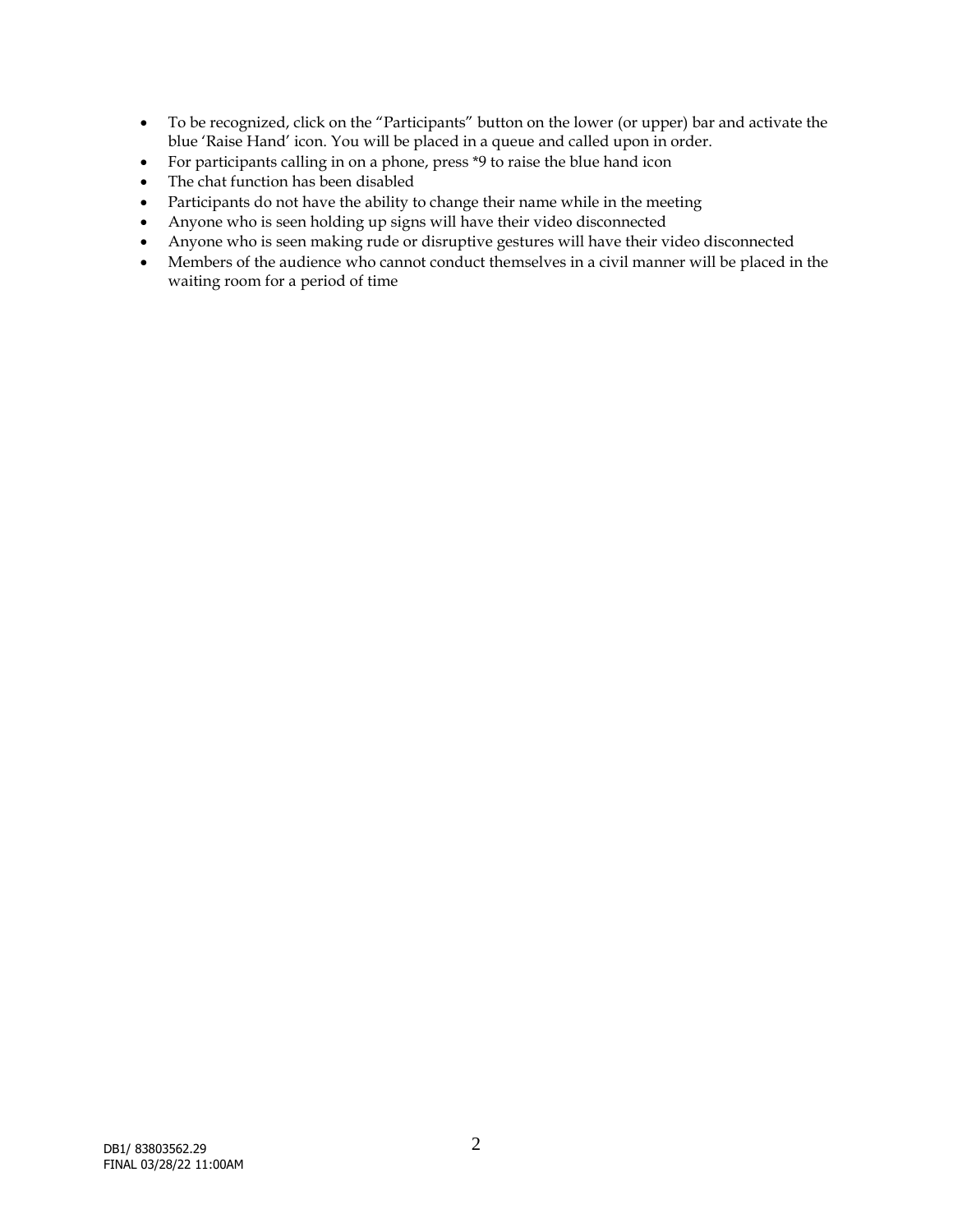- To be recognized, click on the "Participants" button on the lower (or upper) bar and activate the blue 'Raise Hand' icon. You will be placed in a queue and called upon in order.
- For participants calling in on a phone, press *9 to raise the blue hand icon
- The chat function has been disabled
- Participants do not have the ability to change their name while in the meeting
- Anyone who is seen holding up signs will have their video disconnected
- Anyone who is seen making rude or disruptive gestures will have their video disconnected
- Members of the audience who cannot conduct themselves in a civil manner will be placed in the waiting room for a period of time

DB1/ 83803562.29
FINAL 03/28/22 11:00AM